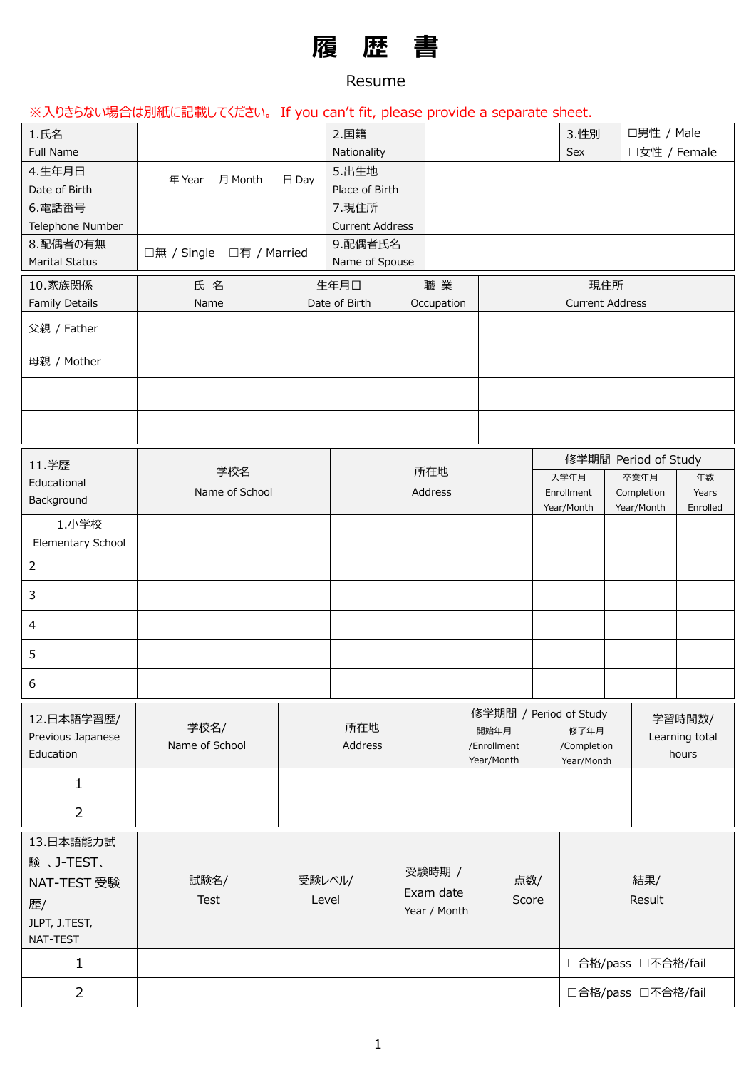# 履　歴　書

Resume

※入りきらない場合は別紙に記載してください。 If you can't fit, please provide a separate sheet.

| 1.氏名 Full Name | | 2.国籍 Nationality | | 3.性別 Sex | □男性 / Male □女性 / Female |
|---|---|---|---|---|---|
| 4.生年月日 Date of Birth | 年 Year　月 Month　日 Day | 5.出生地 Place of Birth | | | |
| 6.電話番号 Telephone Number | | 7.現住所 Current Address | | | |
| 8.配偶者の有無 Marital Status | □無 / Single　□有 / Married | 9.配偶者氏名 Name of Spouse | | | |

| 10.家族関係 Family Details | 氏 名 Name | 生年月日 Date of Birth | 職 業 Occupation | 現住所 Current Address |
|---|---|---|---|---|
| 父親 / Father | | | | |
| 母親 / Mother | | | | |
| | | | | |
| | | | | |

| 11.学歴 Educational Background | 学校名 Name of School | 所在地 Address | 修学期間 Period of Study | | |
|---|---|---|---|---|---|
| | | | 入学年月 Enrollment Year/Month | 卒業年月 Completion Year/Month | 年数 Years Enrolled |
| 1.小学校 Elementary School | | | | | |
| 2 | | | | | |
| 3 | | | | | |
| 4 | | | | | |
| 5 | | | | | |
| 6 | | | | | |

| 12.日本語学習歴/ Previous Japanese Education | 学校名/ Name of School | 所在地 Address | 修学期間 / Period of Study | | 学習時間数/ Learning total hours |
|---|---|---|---|---|---|
| | | | 開始年月 /Enrollment Year/Month | 修了年月 /Completion Year/Month | |
| 1 | | | | | |
| 2 | | | | | |

| 13.日本語能力試験 、J-TEST、NAT-TEST 受験歴/ JLPT, J.TEST, NAT-TEST | 試験名/ Test | 受験レベル/ Level | 受験時期 / Exam date Year / Month | 点数/ Score | 結果/ Result |
|---|---|---|---|---|---|
| 1 | | | | | □合格/pass □不合格/fail |
| 2 | | | | | □合格/pass □不合格/fail |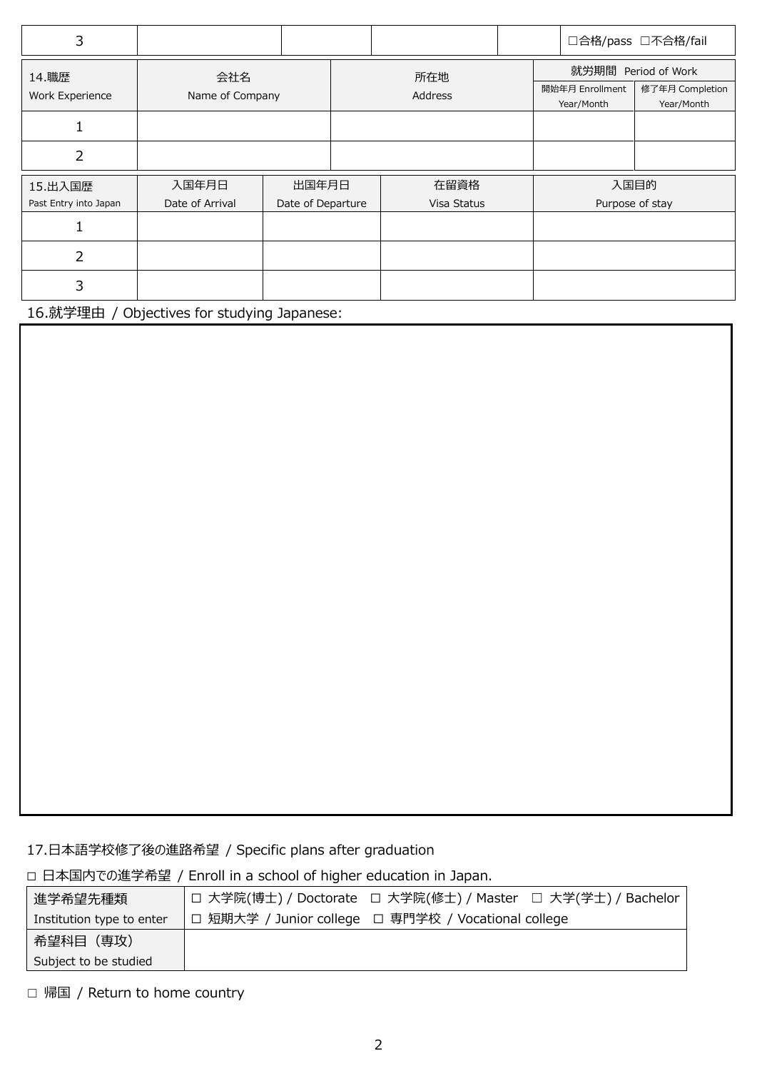| 3 | | | | | □合格/pass □不合格/fail |
|---|---|---|---|---|---|

| 14.職歴 Work Experience | 会社名 Name of Company | 所在地 Address | 就労期間 Period of Work | |
|---|---|---|---|---|
| | | | 開始年月 Enrollment Year/Month | 修了年月 Completion Year/Month |
| 1 | | | | |
| 2 | | | | |

| 15.出入国歴 Past Entry into Japan | 入国年月日 Date of Arrival | 出国年月日 Date of Departure | 在留資格 Visa Status | 入国目的 Purpose of stay |
|---|---|---|---|---|
| 1 | | | | |
| 2 | | | | |
| 3 | | | | |

16.就学理由 / Objectives for studying Japanese:

17.日本語学校修了後の進路希望 / Specific plans after graduation

□ 日本国内での進学希望 / Enroll in a school of higher education in Japan.

| 進学希望先種類 Institution type to enter | □ 大学院(博士) / Doctorate □ 大学院(修士) / Master □ 大学(学士) / Bachelor □ 短期大学 / Junior college □ 専門学校 / Vocational college |
|---|---|
| 希望科目（専攻） Subject to be studied | |

□ 帰国 / Return to home country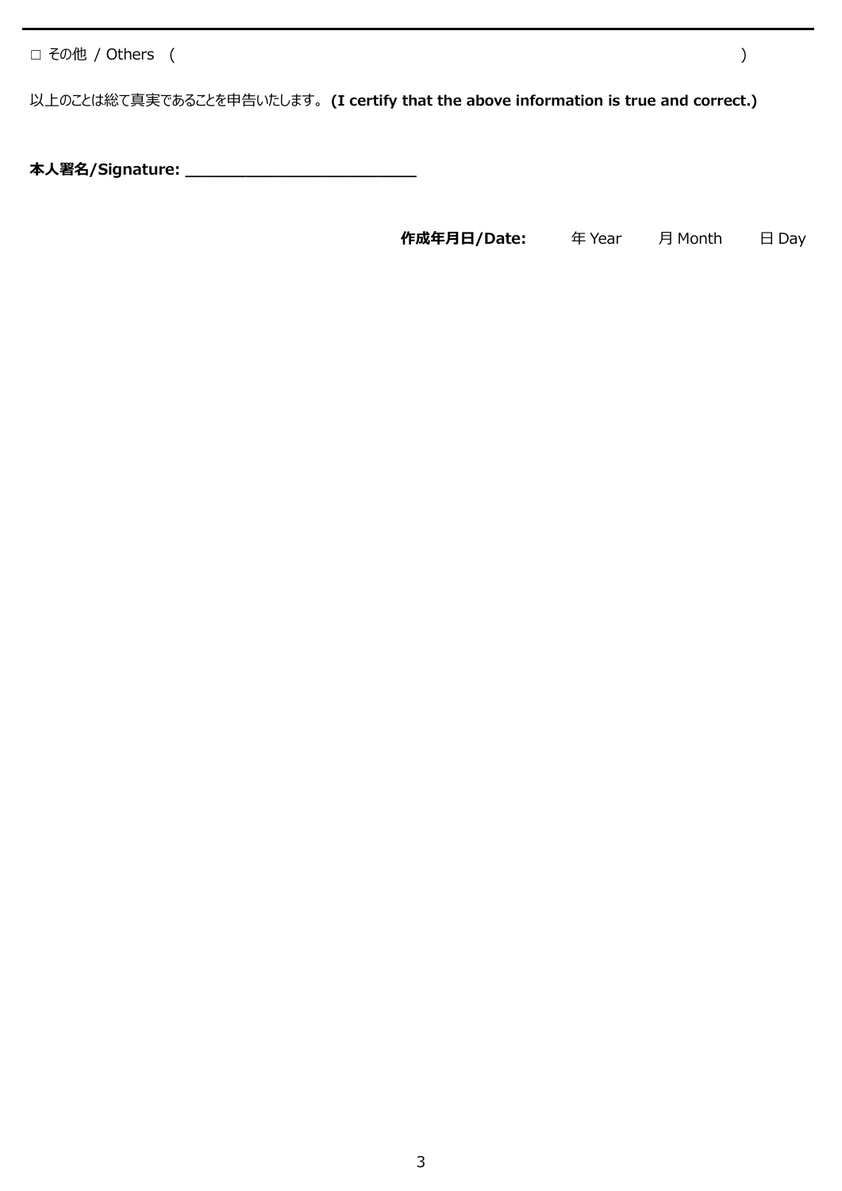□ その他 / Others (　　　　　　　　　　　　　　　　　　　　　　　　　　　　　　　　　　　　　　　　)

以上のことは総て真実であることを申告いたします。 **(I certify that the above information is true and correct.)**

**本人署名/Signature: ________________________**

**作成年月日/Date:** 　　年 Year 　　月 Month 　　日 Day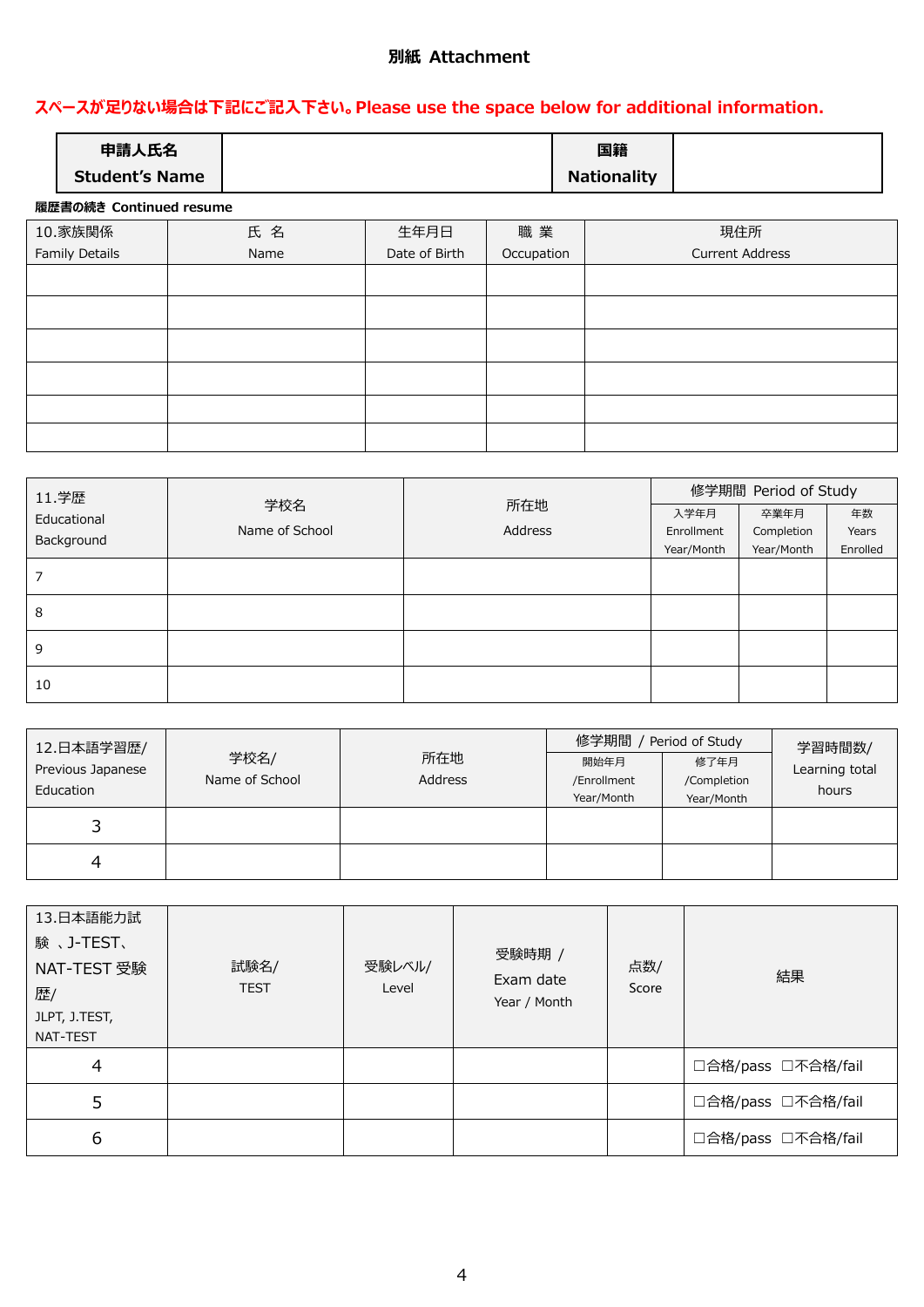**別紙 Attachment**

**スペースが足りない場合は下記にご記入下さい。Please use the space below for additional information.**

| 申請人氏名 Student's Name | | 国籍 Nationality | |
|---|---|---|---|

**履歴書の続き Continued resume**

| 10.家族関係 Family Details | 氏 名 Name | 生年月日 Date of Birth | 職 業 Occupation | 現住所 Current Address |
|---|---|---|---|---|
| | | | | |
| | | | | |
| | | | | |
| | | | | |
| | | | | |
| | | | | |

| 11.学歴 Educational Background | 学校名 Name of School | 所在地 Address | 修学期間 Period of Study | | |
|---|---|---|---|---|---|
| | | | 入学年月 Enrollment Year/Month | 卒業年月 Completion Year/Month | 年数 Years Enrolled |
| 7 | | | | | |
| 8 | | | | | |
| 9 | | | | | |
| 10 | | | | | |

| 12.日本語学習歴/ Previous Japanese Education | 学校名/ Name of School | 所在地 Address | 修学期間 / Period of Study | | 学習時間数/ Learning total hours |
|---|---|---|---|---|---|
| | | | 開始年月 /Enrollment Year/Month | 修了年月 /Completion Year/Month | |
| 3 | | | | | |
| 4 | | | | | |

| 13.日本語能力試験 、J-TEST、NAT-TEST 受験歴/ JLPT, J.TEST, NAT-TEST | 試験名/ TEST | 受験レベル/ Level | 受験時期 / Exam date Year / Month | 点数/ Score | 結果 |
|---|---|---|---|---|---|
| 4 | | | | | □合格/pass □不合格/fail |
| 5 | | | | | □合格/pass □不合格/fail |
| 6 | | | | | □合格/pass □不合格/fail |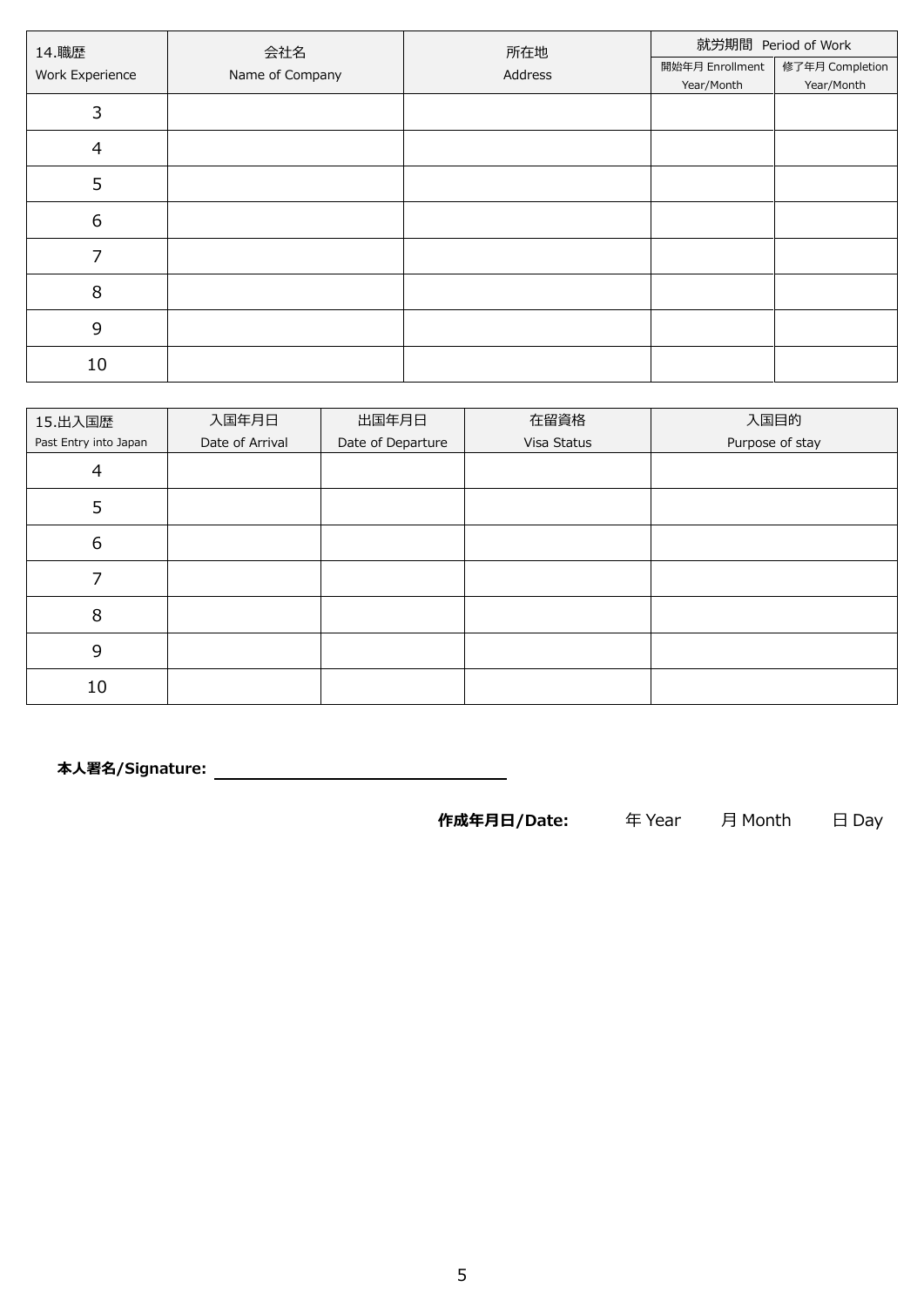| 14.職歴<br>Work Experience | 会社名<br>Name of Company | 所在地<br>Address | 就労期間 Period of Work | |
|---|---|---|---|---|
| | | | 開始年月 Enrollment<br>Year/Month | 修了年月 Completion<br>Year/Month |
| 3 | | | | |
| 4 | | | | |
| 5 | | | | |
| 6 | | | | |
| 7 | | | | |
| 8 | | | | |
| 9 | | | | |
| 10 | | | | |

| 15.出入国歴<br>Past Entry into Japan | 入国年月日<br>Date of Arrival | 出国年月日<br>Date of Departure | 在留資格<br>Visa Status | 入国目的<br>Purpose of stay |
|---|---|---|---|---|
| 4 | | | | |
| 5 | | | | |
| 6 | | | | |
| 7 | | | | |
| 8 | | | | |
| 9 | | | | |
| 10 | | | | |

**本人署名/Signature:** ______________________________

**作成年月日/Date:** 年 Year 月 Month 日 Day